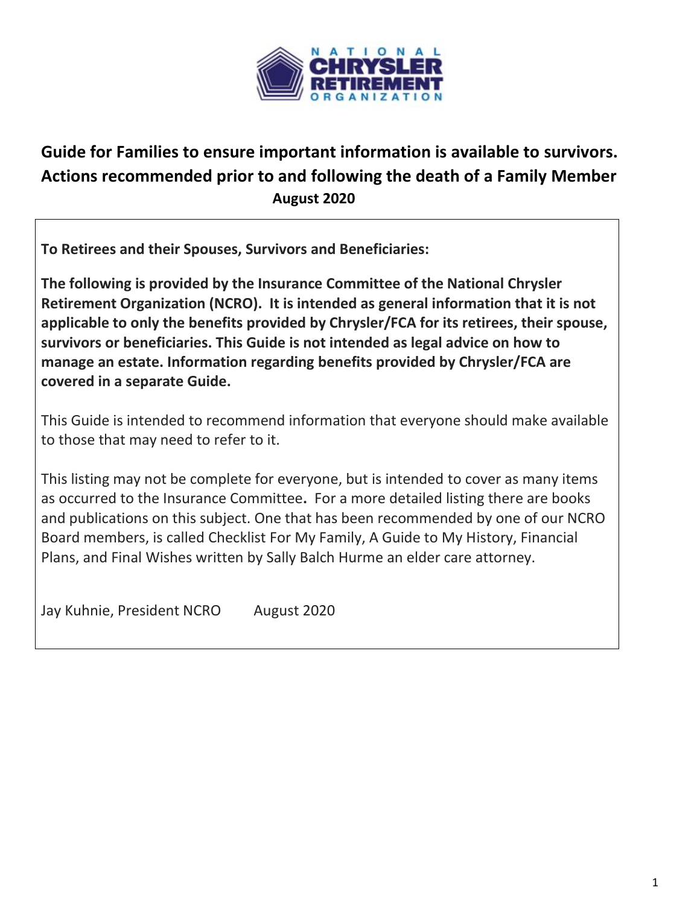# Guide for Families to ensure important information is available to survivors. Actions recommended prior to and following the death of a Family Member

**August 2020**

**To Retirees and their Spouses, Survivors and Beneficiaries:**

**The following is provided by the Insurance Committee of the National Chrysler Retirement Organization (NCRO). It is intended as general information that it is not applicable to only the benefits provided by Chrysler/FCA for its retirees, their spouse, survivors or beneficiaries. This Guide is not intended as legal advice on how to manage an estate. Information regarding benefits provided by Chrysler/FCA are covered in a separate Guide.**

This Guide is intended to recommend information that everyone should make available to those that may need to refer to it.

This listing may not be complete for everyone, but is intended to cover as many items as occurred to the Insurance Committee**.** For a more detailed listing there are books and publications on this subject. One that has been recommended by one of our NCRO Board members, is called Checklist For My Family, A Guide to My History, Financial Plans, and Final Wishes written by Sally Balch Hurme an elder care attorney.

Jay Kuhnie, President NCRO August 2020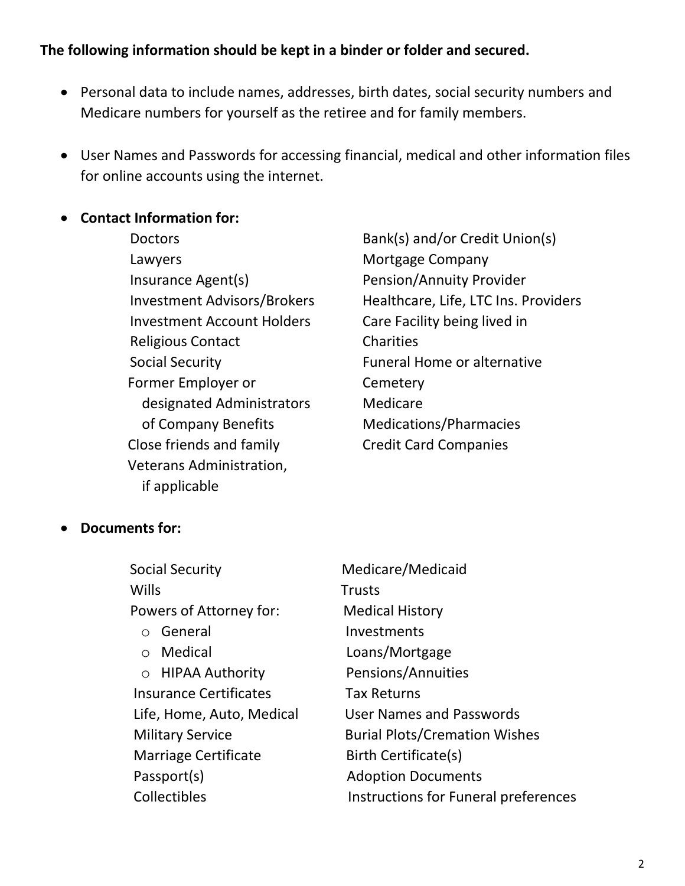**The following information should be kept in a binder or folder and secured.**

- Personal data to include names, addresses, birth dates, social security numbers and Medicare numbers for yourself as the retiree and for family members.

- User Names and Passwords for accessing financial, medical and other information files for online accounts using the internet.

- **Contact Information for:**
  - Doctors
  - Lawyers
  - Insurance Agent(s)
  - Investment Advisors/Brokers
  - Investment Account Holders
  - Religious Contact
  - Social Security
  - Former Employer or designated Administrators of Company Benefits
  - Close friends and family
  - Veterans Administration, if applicable
  - Bank(s) and/or Credit Union(s)
  - Mortgage Company
  - Pension/Annuity Provider
  - Healthcare, Life, LTC Ins. Providers
  - Care Facility being lived in
  - Charities
  - Funeral Home or alternative
  - Cemetery
  - Medicare
  - Medications/Pharmacies
  - Credit Card Companies

- **Documents for:**
  - Social Security
  - Wills
  - Powers of Attorney for:
    - General
    - Medical
    - HIPAA Authority
  - Insurance Certificates
  - Life, Home, Auto, Medical
  - Military Service
  - Marriage Certificate
  - Passport(s)
  - Collectibles
  - Medicare/Medicaid
  - Trusts
  - Medical History
  - Investments
  - Loans/Mortgage
  - Pensions/Annuities
  - Tax Returns
  - User Names and Passwords
  - Burial Plots/Cremation Wishes
  - Birth Certificate(s)
  - Adoption Documents
  - Instructions for Funeral preferences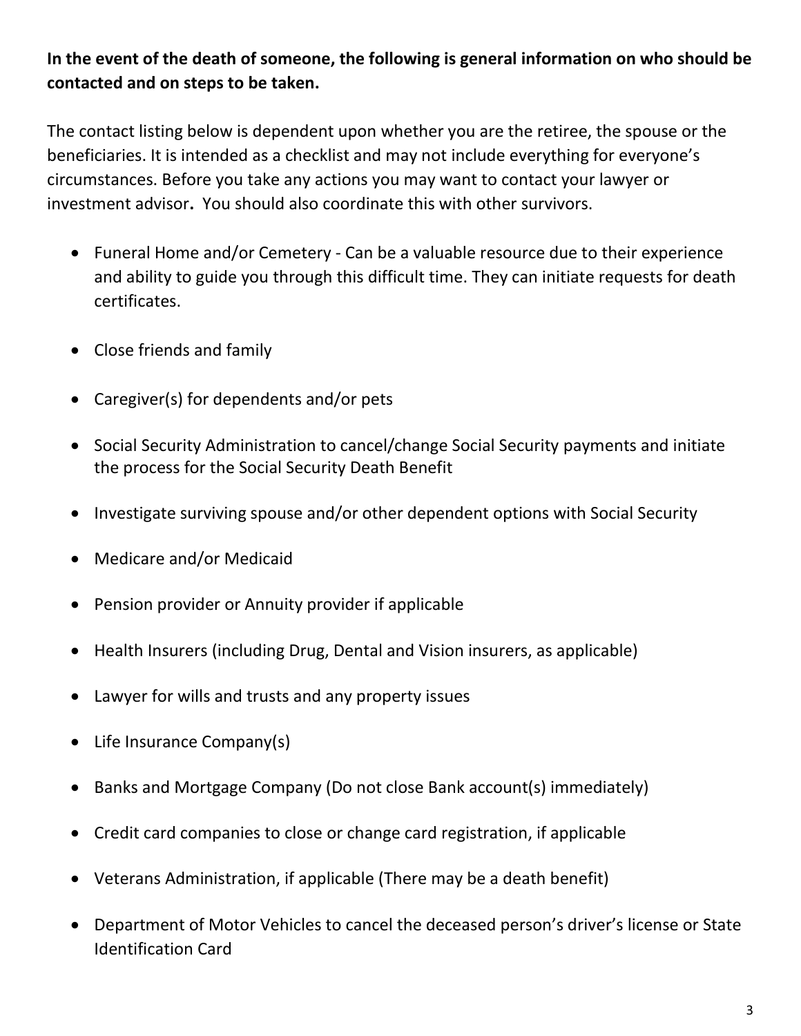**In the event of the death of someone, the following is general information on who should be contacted and on steps to be taken.**

The contact listing below is dependent upon whether you are the retiree, the spouse or the beneficiaries. It is intended as a checklist and may not include everything for everyone's circumstances. Before you take any actions you may want to contact your lawyer or investment advisor**.** You should also coordinate this with other survivors.

- Funeral Home and/or Cemetery - Can be a valuable resource due to their experience and ability to guide you through this difficult time. They can initiate requests for death certificates.
- Close friends and family
- Caregiver(s) for dependents and/or pets
- Social Security Administration to cancel/change Social Security payments and initiate the process for the Social Security Death Benefit
- Investigate surviving spouse and/or other dependent options with Social Security
- Medicare and/or Medicaid
- Pension provider or Annuity provider if applicable
- Health Insurers (including Drug, Dental and Vision insurers, as applicable)
- Lawyer for wills and trusts and any property issues
- Life Insurance Company(s)
- Banks and Mortgage Company (Do not close Bank account(s) immediately)
- Credit card companies to close or change card registration, if applicable
- Veterans Administration, if applicable (There may be a death benefit)
- Department of Motor Vehicles to cancel the deceased person's driver's license or State Identification Card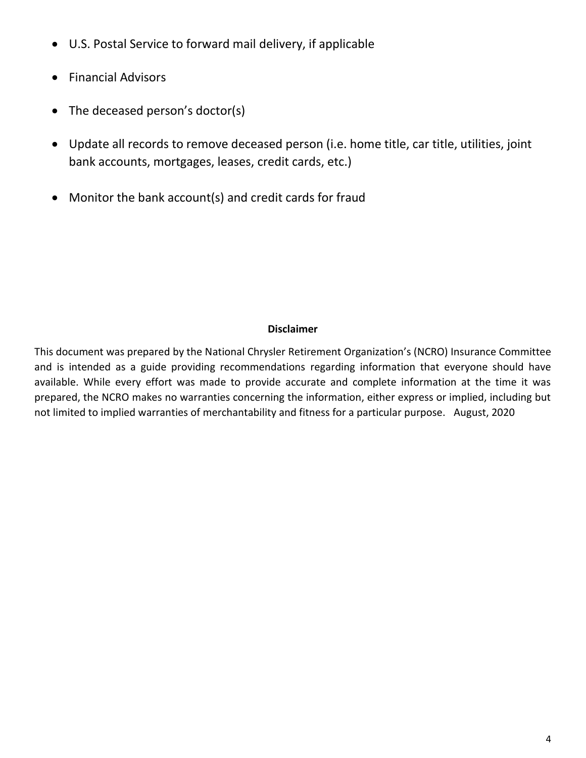- U.S. Postal Service to forward mail delivery, if applicable
- Financial Advisors
- The deceased person's doctor(s)
- Update all records to remove deceased person (i.e. home title, car title, utilities, joint bank accounts, mortgages, leases, credit cards, etc.)
- Monitor the bank account(s) and credit cards for fraud

**Disclaimer**

This document was prepared by the National Chrysler Retirement Organization's (NCRO) Insurance Committee and is intended as a guide providing recommendations regarding information that everyone should have available. While every effort was made to provide accurate and complete information at the time it was prepared, the NCRO makes no warranties concerning the information, either express or implied, including but not limited to implied warranties of merchantability and fitness for a particular purpose. August, 2020